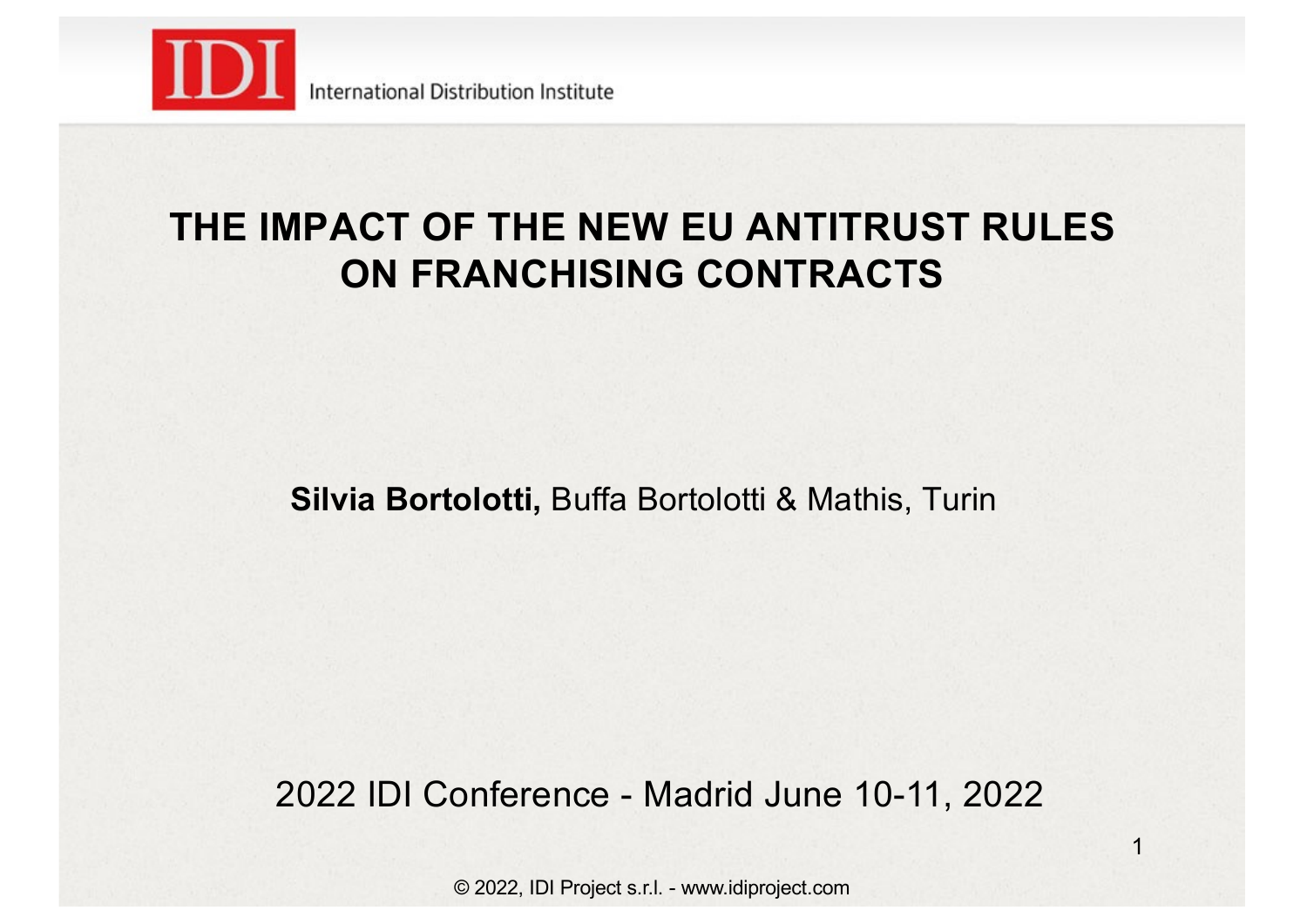IDI International Distribution Institute

# THE IMPACT OF THE NEW EU ANTITRUST RULES ON FRANCHISING CONTRACTS

**Silvia Bortolotti,** Buffa Bortolotti & Mathis, Turin

2022 IDI Conference - Madrid June 10-11, 2022

© 2022, IDI Project s.r.l. - www.idiproject.com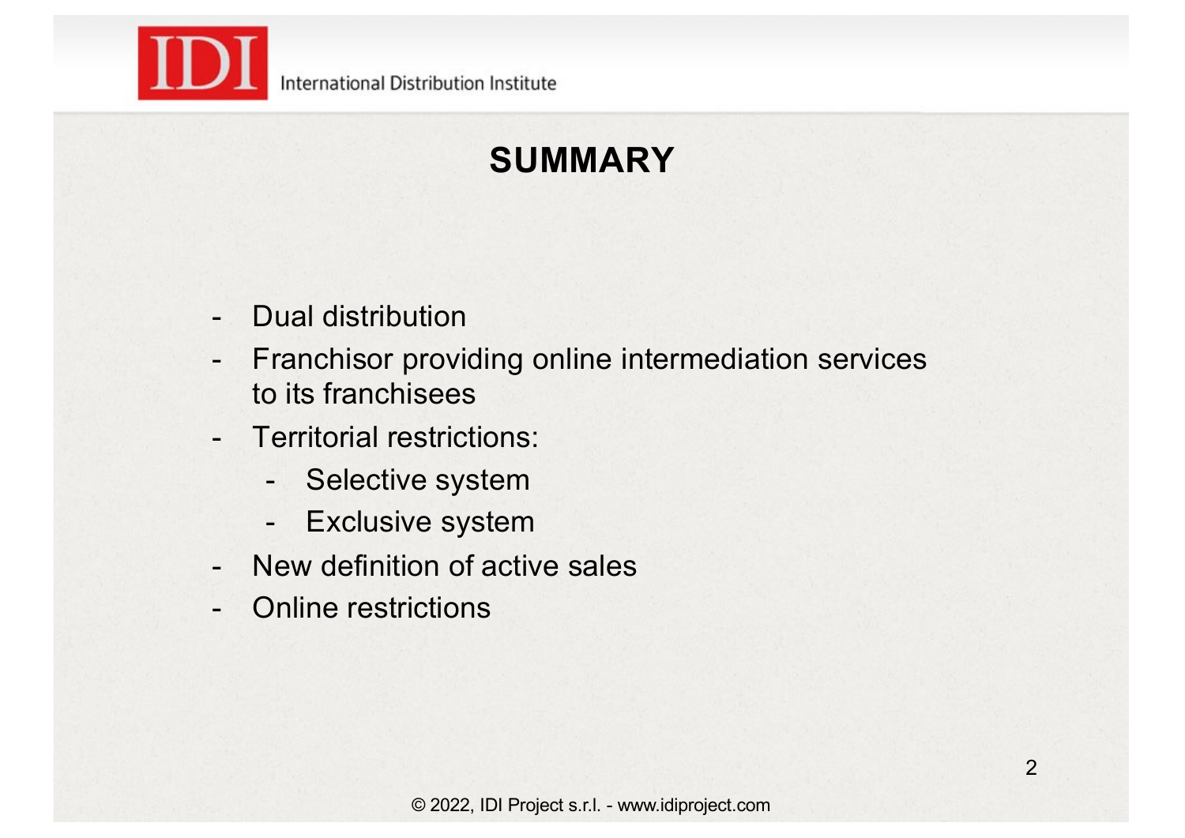# SUMMARY

- Dual distribution
- Franchisor providing online intermediation services to its franchisees
- Territorial restrictions:
  - Selective system
  - Exclusive system
- New definition of active sales
- Online restrictions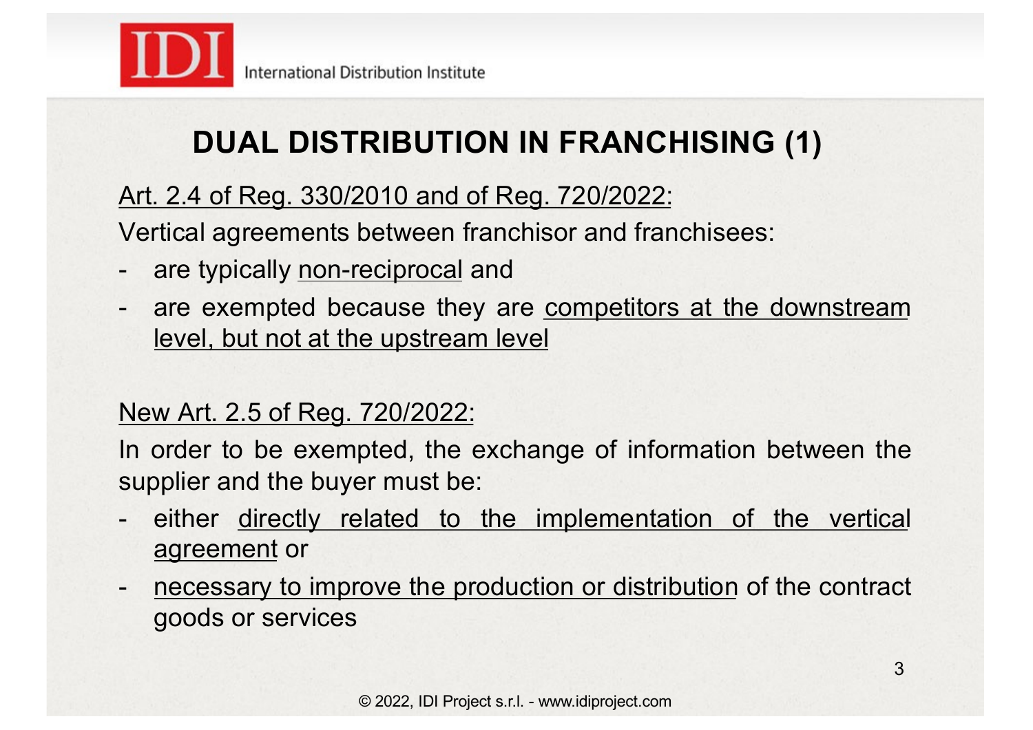# DUAL DISTRIBUTION IN FRANCHISING (1)

Art. 2.4 of Reg. 330/2010 and of Reg. 720/2022:

Vertical agreements between franchisor and franchisees:

- are typically non-reciprocal and
- are exempted because they are competitors at the downstream level, but not at the upstream level

New Art. 2.5 of Reg. 720/2022:

In order to be exempted, the exchange of information between the supplier and the buyer must be:

- either directly related to the implementation of the vertical agreement or
- necessary to improve the production or distribution of the contract goods or services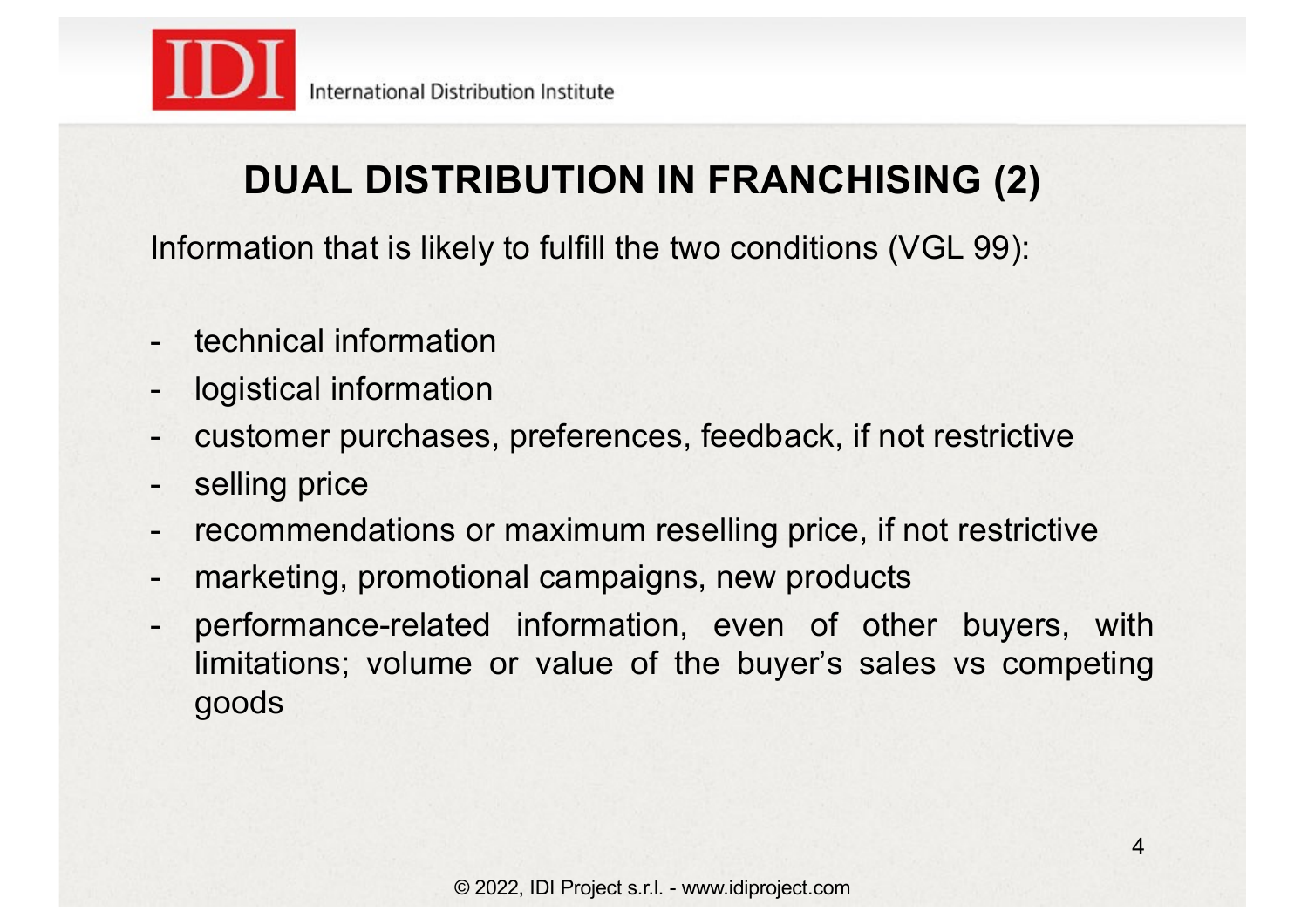## DUAL DISTRIBUTION IN FRANCHISING (2)

Information that is likely to fulfill the two conditions (VGL 99):

- technical information
- logistical information
- customer purchases, preferences, feedback, if not restrictive
- selling price
- recommendations or maximum reselling price, if not restrictive
- marketing, promotional campaigns, new products
- performance-related information, even of other buyers, with limitations; volume or value of the buyer's sales vs competing goods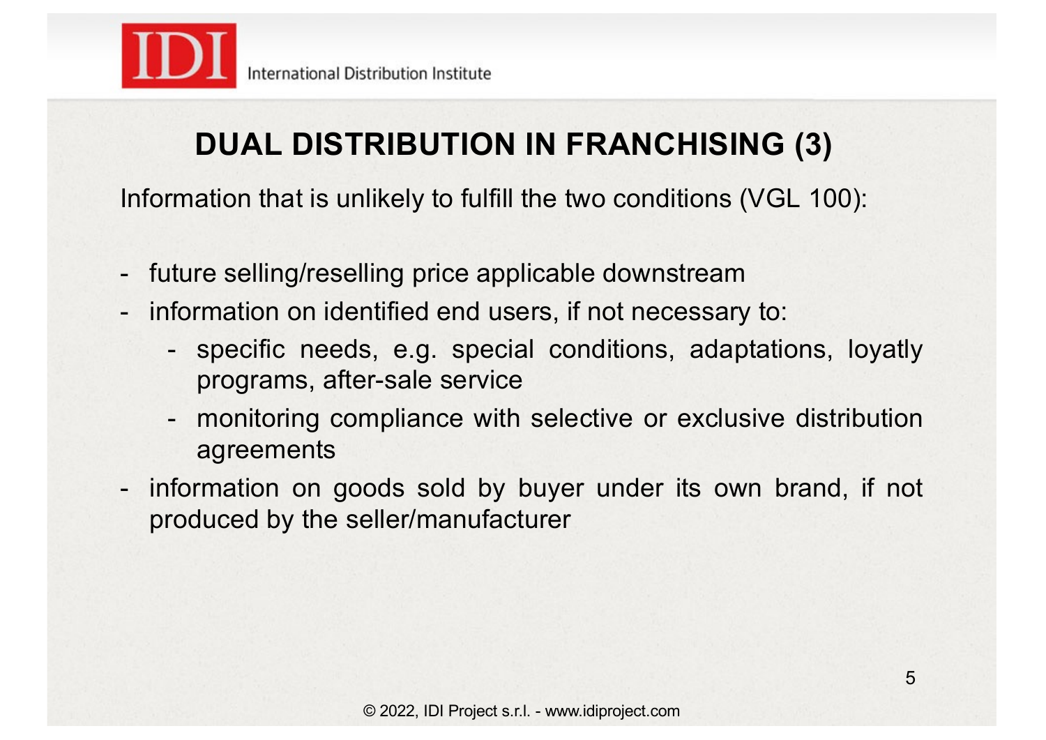## DUAL DISTRIBUTION IN FRANCHISING (3)

Information that is unlikely to fulfill the two conditions (VGL 100):

- future selling/reselling price applicable downstream
- information on identified end users, if not necessary to:
  - specific needs, e.g. special conditions, adaptations, loyatly programs, after-sale service
  - monitoring compliance with selective or exclusive distribution agreements
- information on goods sold by buyer under its own brand, if not produced by the seller/manufacturer

© 2022, IDI Project s.r.l. - www.idiproject.com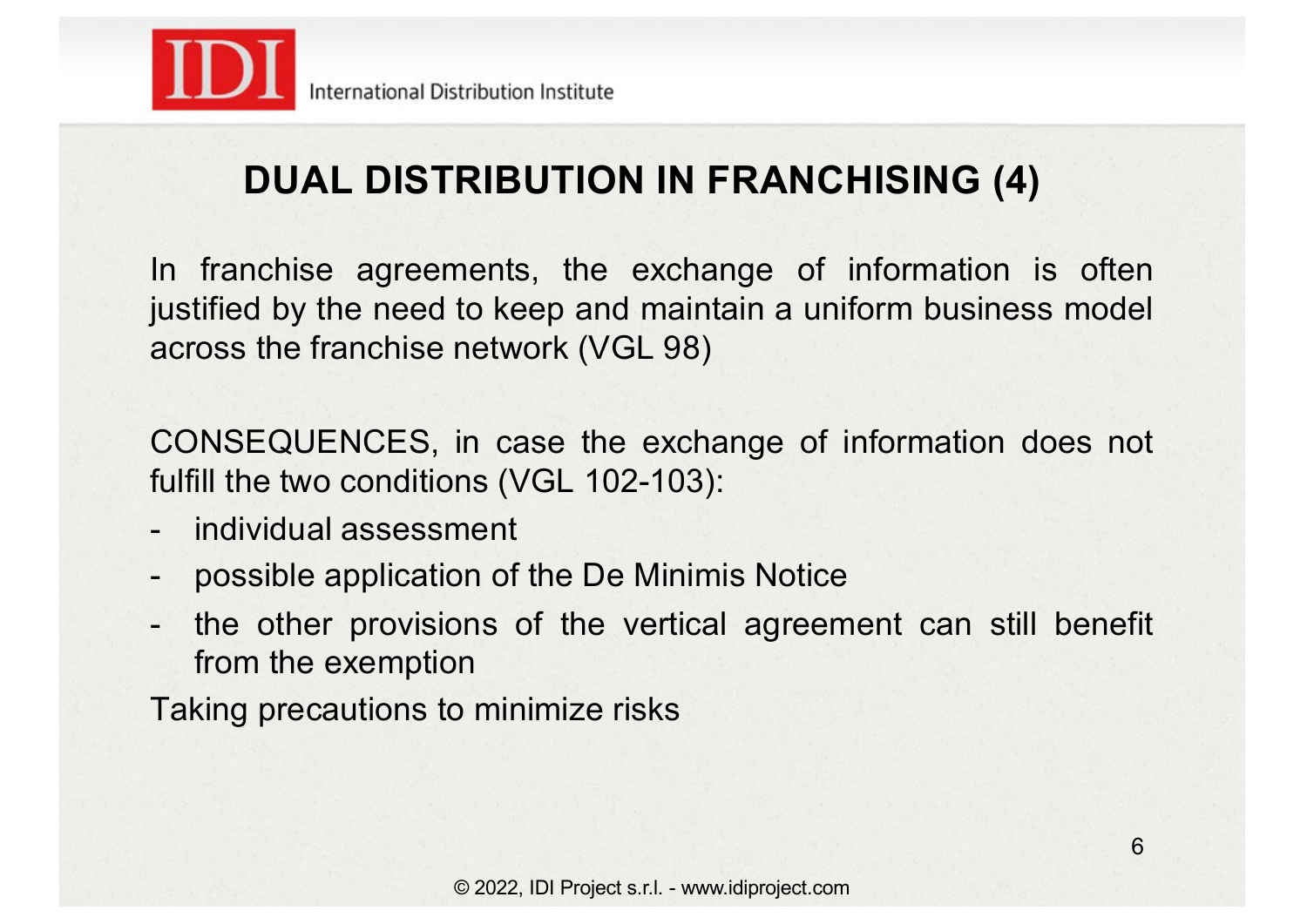## DUAL DISTRIBUTION IN FRANCHISING (4)

In franchise agreements, the exchange of information is often justified by the need to keep and maintain a uniform business model across the franchise network (VGL 98)

CONSEQUENCES, in case the exchange of information does not fulfill the two conditions (VGL 102-103):

- individual assessment
- possible application of the De Minimis Notice
- the other provisions of the vertical agreement can still benefit from the exemption

Taking precautions to minimize risks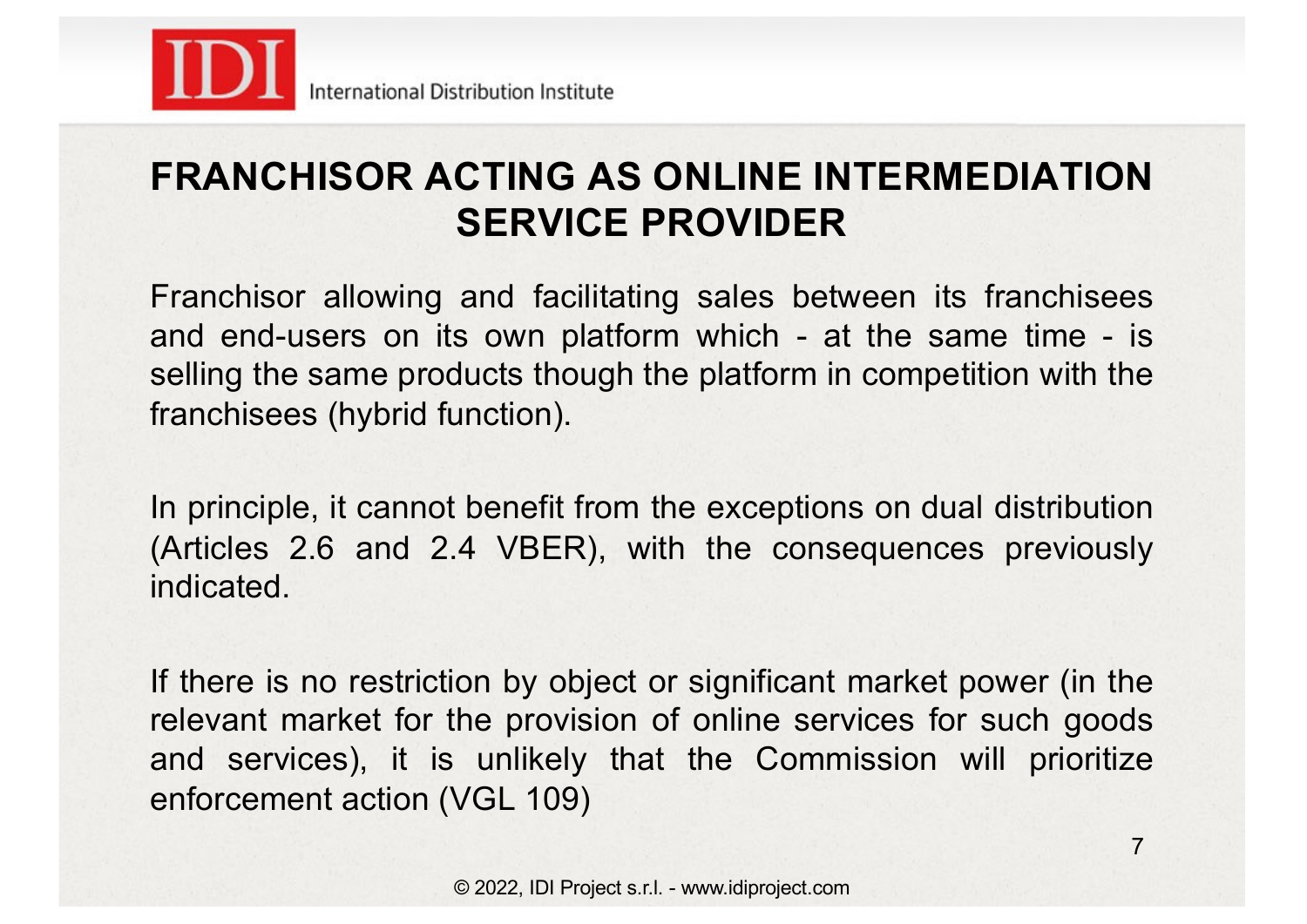# FRANCHISOR ACTING AS ONLINE INTERMEDIATION SERVICE PROVIDER

Franchisor allowing and facilitating sales between its franchisees and end-users on its own platform which - at the same time - is selling the same products though the platform in competition with the franchisees (hybrid function).

In principle, it cannot benefit from the exceptions on dual distribution (Articles 2.6 and 2.4 VBER), with the consequences previously indicated.

If there is no restriction by object or significant market power (in the relevant market for the provision of online services for such goods and services), it is unlikely that the Commission will prioritize enforcement action (VGL 109)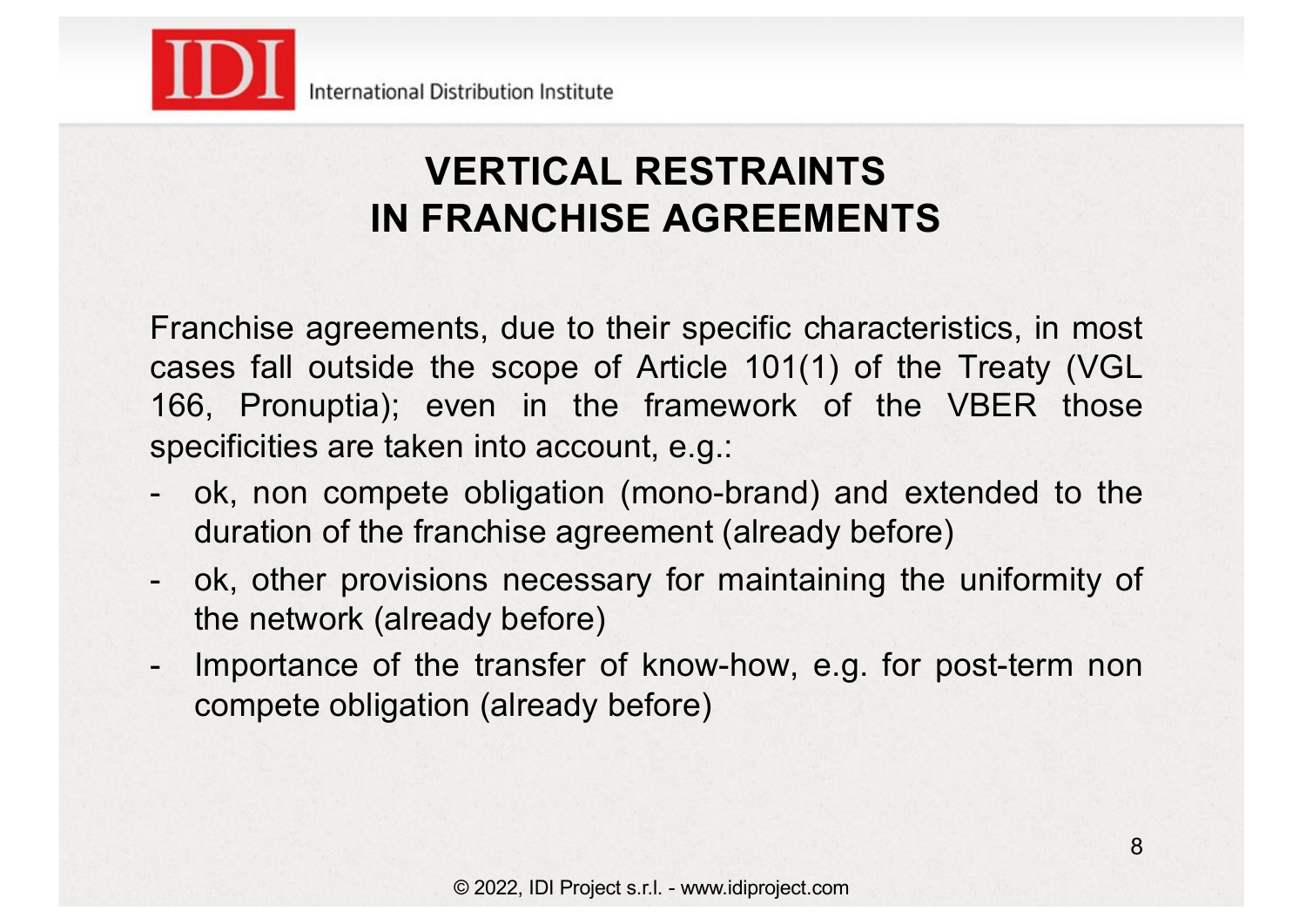# VERTICAL RESTRAINTS IN FRANCHISE AGREEMENTS

Franchise agreements, due to their specific characteristics, in most cases fall outside the scope of Article 101(1) of the Treaty (VGL 166, Pronuptia); even in the framework of the VBER those specificities are taken into account, e.g.:

- ok, non compete obligation (mono-brand) and extended to the duration of the franchise agreement (already before)
- ok, other provisions necessary for maintaining the uniformity of the network (already before)
- Importance of the transfer of know-how, e.g. for post-term non compete obligation (already before)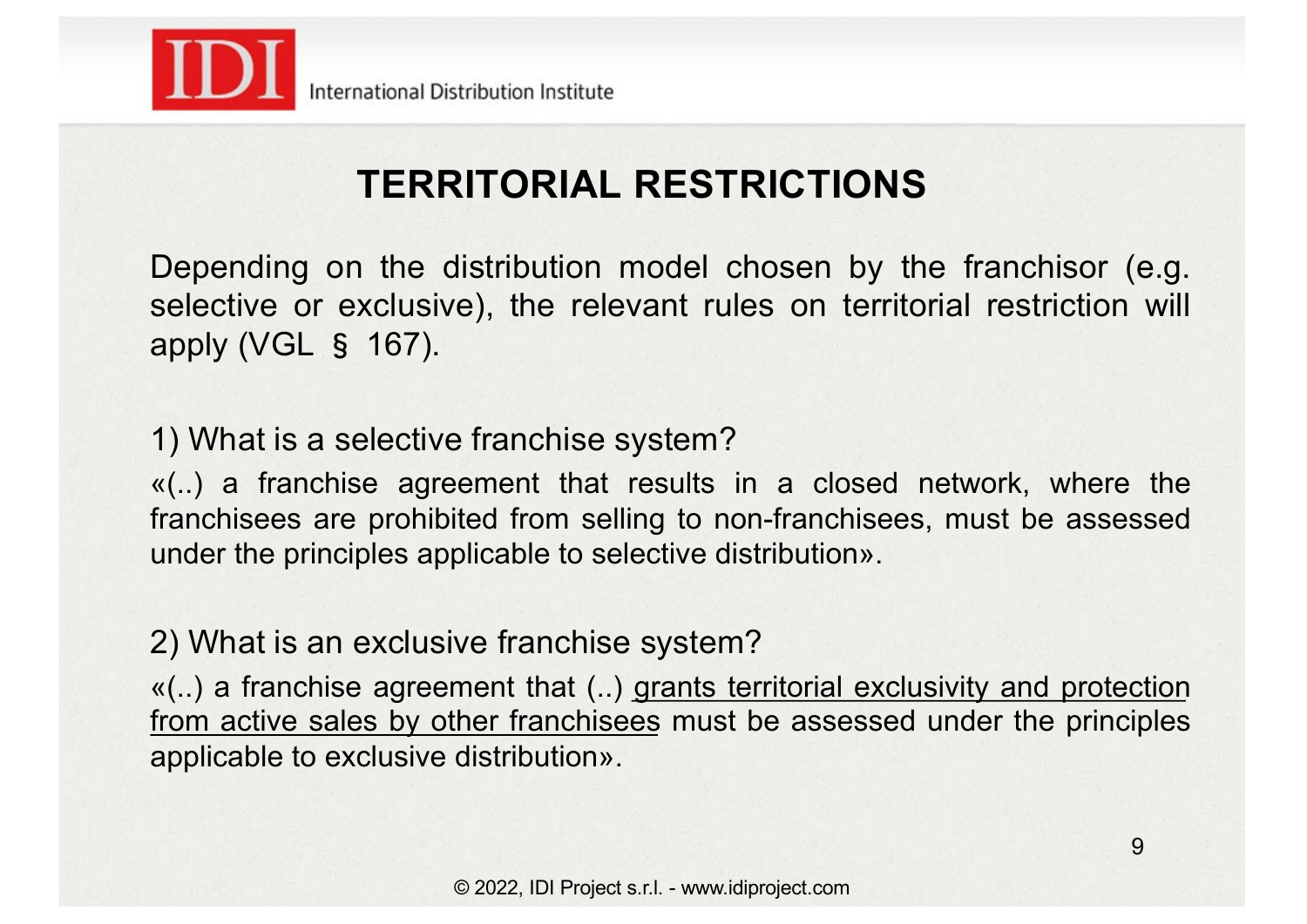# TERRITORIAL RESTRICTIONS

Depending on the distribution model chosen by the franchisor (e.g. selective or exclusive), the relevant rules on territorial restriction will apply (VGL § 167).

1) What is a selective franchise system?

«(..) a franchise agreement that results in a closed network, where the franchisees are prohibited from selling to non-franchisees, must be assessed under the principles applicable to selective distribution».

2) What is an exclusive franchise system?

«(..) a franchise agreement that (..) <u>grants territorial exclusivity and protection from active sales by other franchisees</u> must be assessed under the principles applicable to exclusive distribution».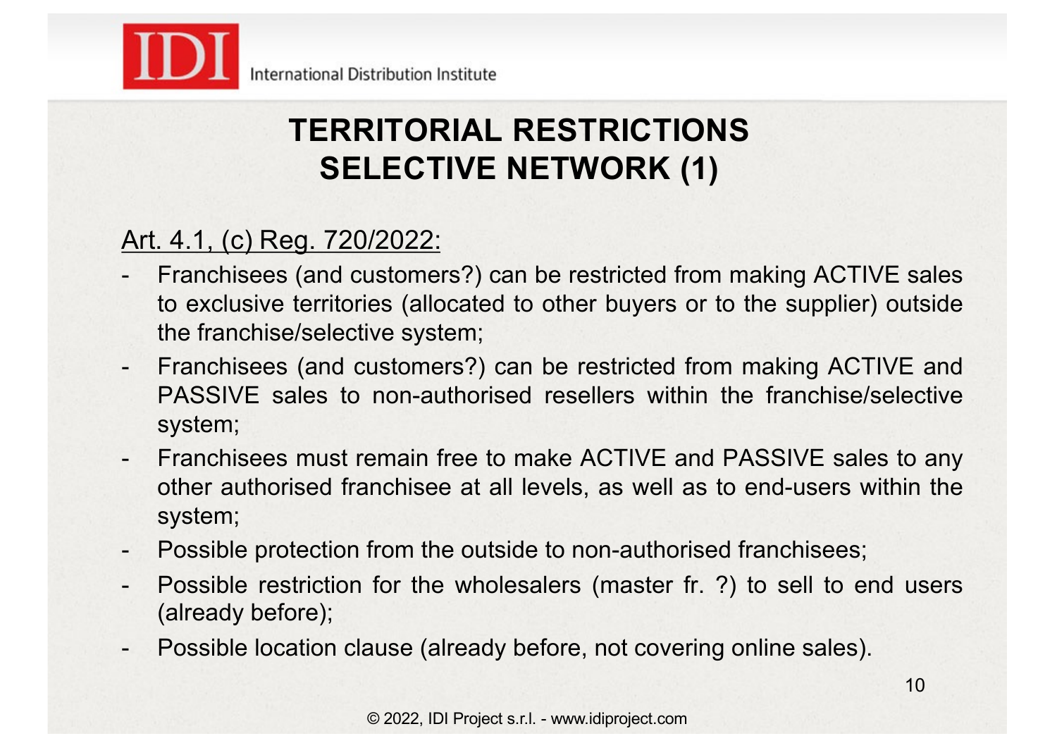# TERRITORIAL RESTRICTIONS SELECTIVE NETWORK (1)

<u>Art. 4.1, (c) Reg. 720/2022:</u>

- Franchisees (and customers?) can be restricted from making ACTIVE sales to exclusive territories (allocated to other buyers or to the supplier) outside the franchise/selective system;
- Franchisees (and customers?) can be restricted from making ACTIVE and PASSIVE sales to non-authorised resellers within the franchise/selective system;
- Franchisees must remain free to make ACTIVE and PASSIVE sales to any other authorised franchisee at all levels, as well as to end-users within the system;
- Possible protection from the outside to non-authorised franchisees;
- Possible restriction for the wholesalers (master fr. ?) to sell to end users (already before);
- Possible location clause (already before, not covering online sales).

© 2022, IDI Project s.r.l. - www.idiproject.com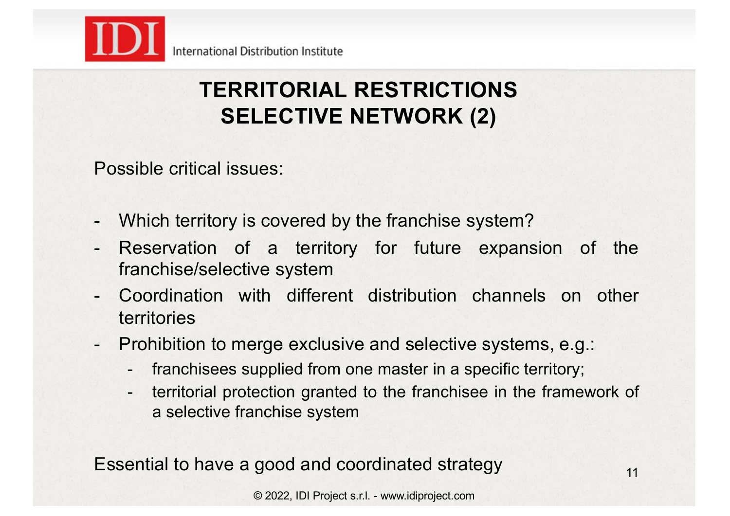# TERRITORIAL RESTRICTIONS SELECTIVE NETWORK (2)

Possible critical issues:

- Which territory is covered by the franchise system?
- Reservation of a territory for future expansion of the franchise/selective system
- Coordination with different distribution channels on other territories
- Prohibition to merge exclusive and selective systems, e.g.:
  - franchisees supplied from one master in a specific territory;
  - territorial protection granted to the franchisee in the framework of a selective franchise system

Essential to have a good and coordinated strategy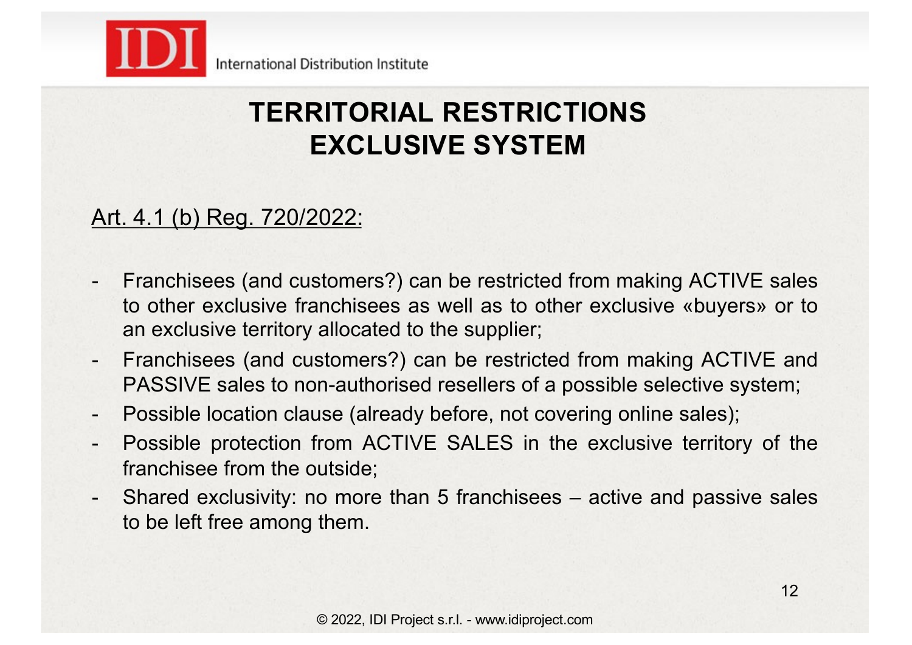# TERRITORIAL RESTRICTIONS EXCLUSIVE SYSTEM

Art. 4.1 (b) Reg. 720/2022:

- Franchisees (and customers?) can be restricted from making ACTIVE sales to other exclusive franchisees as well as to other exclusive «buyers» or to an exclusive territory allocated to the supplier;
- Franchisees (and customers?) can be restricted from making ACTIVE and PASSIVE sales to non-authorised resellers of a possible selective system;
- Possible location clause (already before, not covering online sales);
- Possible protection from ACTIVE SALES in the exclusive territory of the franchisee from the outside;
- Shared exclusivity: no more than 5 franchisees – active and passive sales to be left free among them.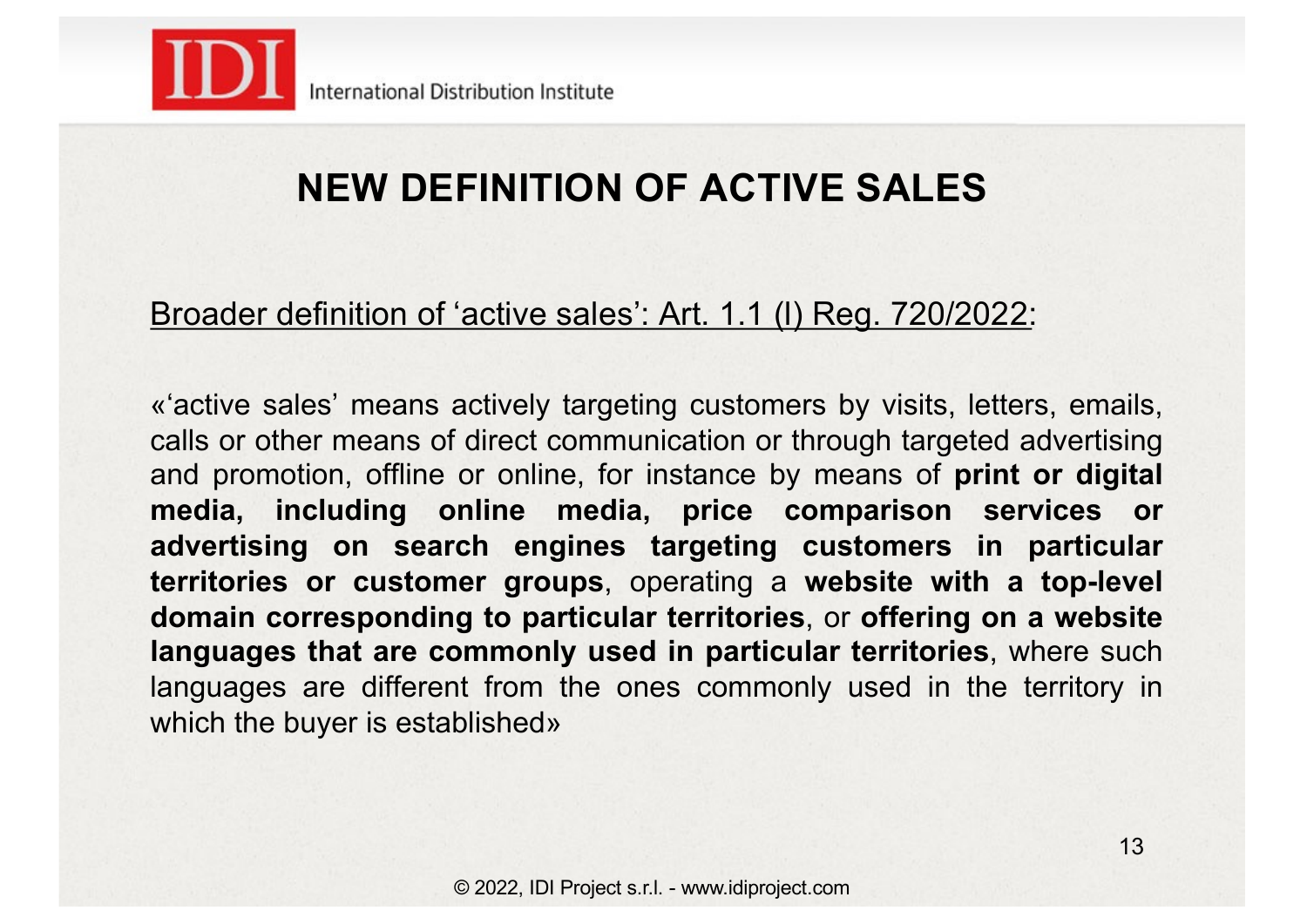# NEW DEFINITION OF ACTIVE SALES

<u>Broader definition of ‘active sales’: Art. 1.1 (l) Reg. 720/2022</u>:

«‘active sales’ means actively targeting customers by visits, letters, emails, calls or other means of direct communication or through targeted advertising and promotion, offline or online, for instance by means of **print or digital media, including online media, price comparison services or advertising on search engines targeting customers in particular territories or customer groups**, operating a **website with a top-level domain corresponding to particular territories**, or **offering on a website languages that are commonly used in particular territories**, where such languages are different from the ones commonly used in the territory in which the buyer is established»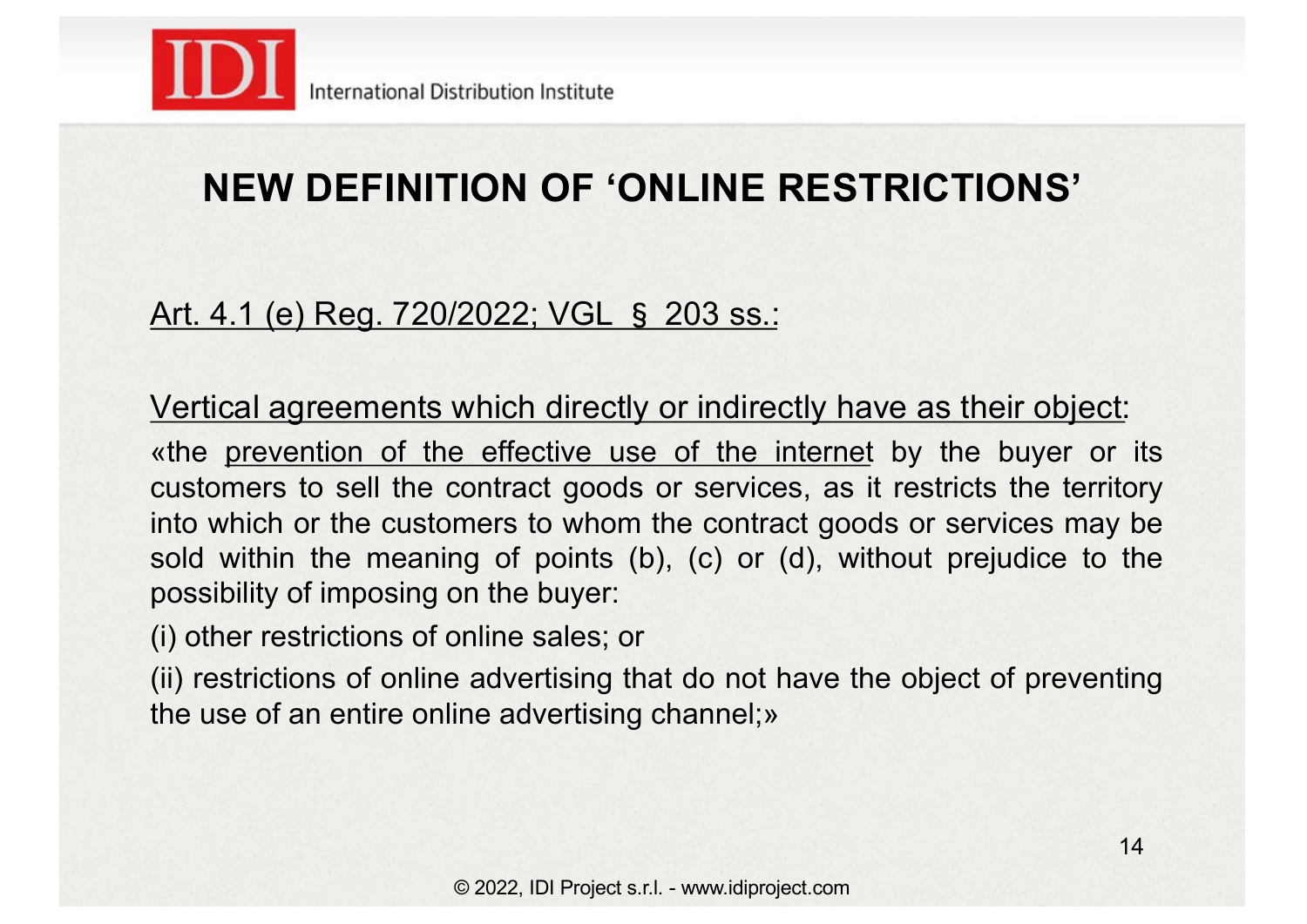## NEW DEFINITION OF 'ONLINE RESTRICTIONS'

<u>Art. 4.1 (e) Reg. 720/2022; VGL § 203 ss.:</u>

<u>Vertical agreements which directly or indirectly have as their object</u>:

«the <u>prevention of the effective use of the internet</u> by the buyer or its customers to sell the contract goods or services, as it restricts the territory into which or the customers to whom the contract goods or services may be sold within the meaning of points (b), (c) or (d), without prejudice to the possibility of imposing on the buyer:

(i) other restrictions of online sales; or

(ii) restrictions of online advertising that do not have the object of preventing the use of an entire online advertising channel;»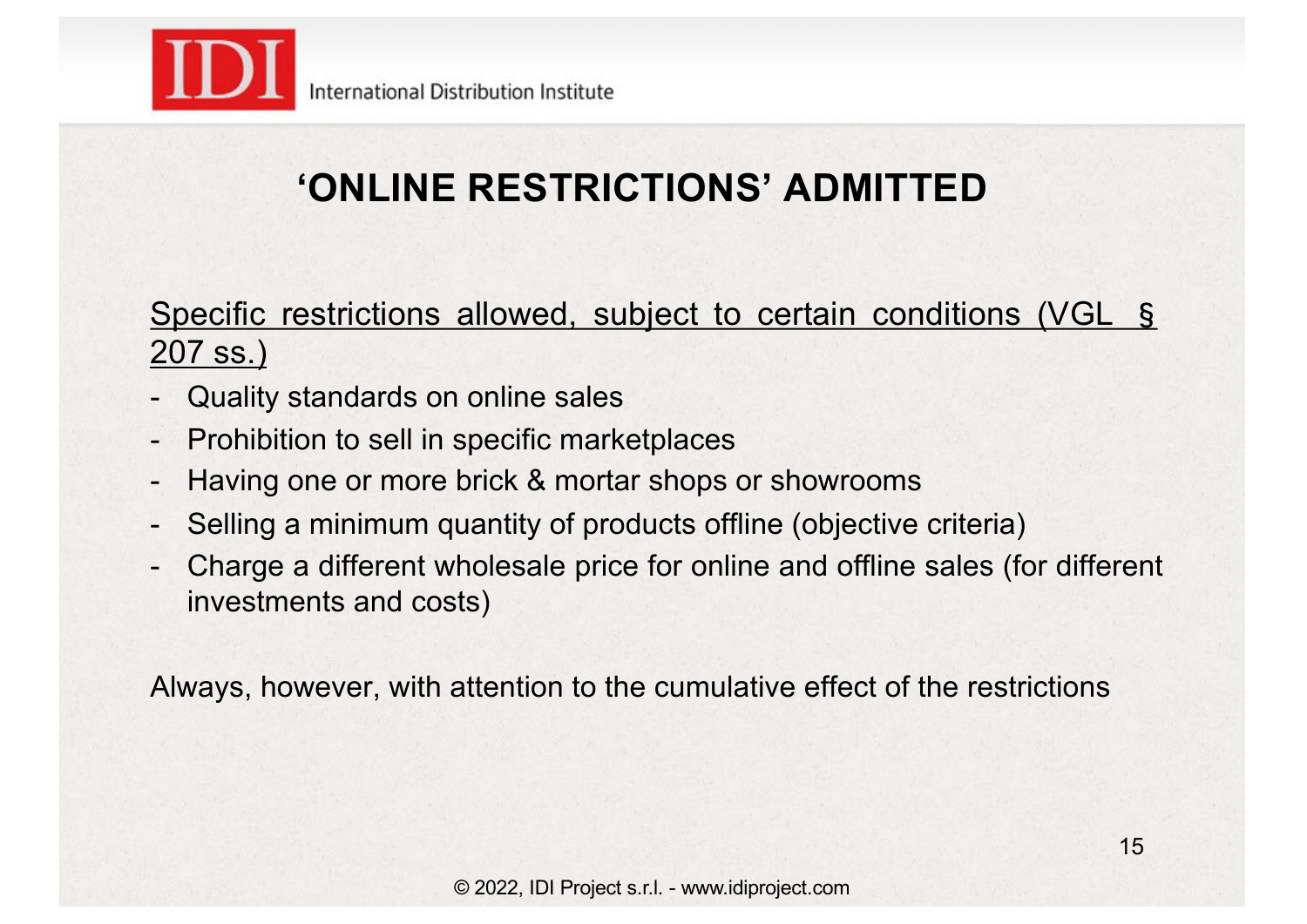# ‘ONLINE RESTRICTIONS’ ADMITTED

<u>Specific restrictions allowed, subject to certain conditions (VGL § 207 ss.)</u>

- Quality standards on online sales
- Prohibition to sell in specific marketplaces
- Having one or more brick & mortar shops or showrooms
- Selling a minimum quantity of products offline (objective criteria)
- Charge a different wholesale price for online and offline sales (for different investments and costs)

Always, however, with attention to the cumulative effect of the restrictions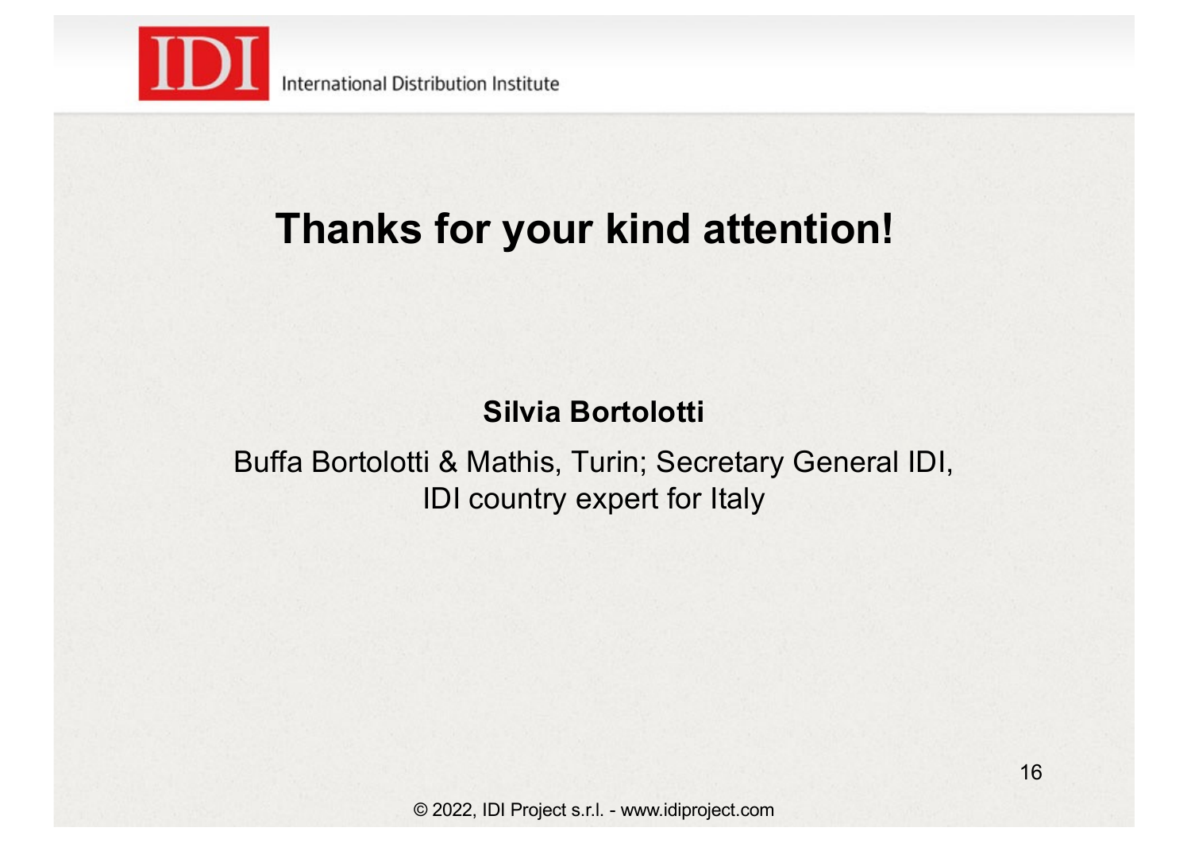# Thanks for your kind attention!

**Silvia Bortolotti**

Buffa Bortolotti & Mathis, Turin; Secretary General IDI, IDI country expert for Italy